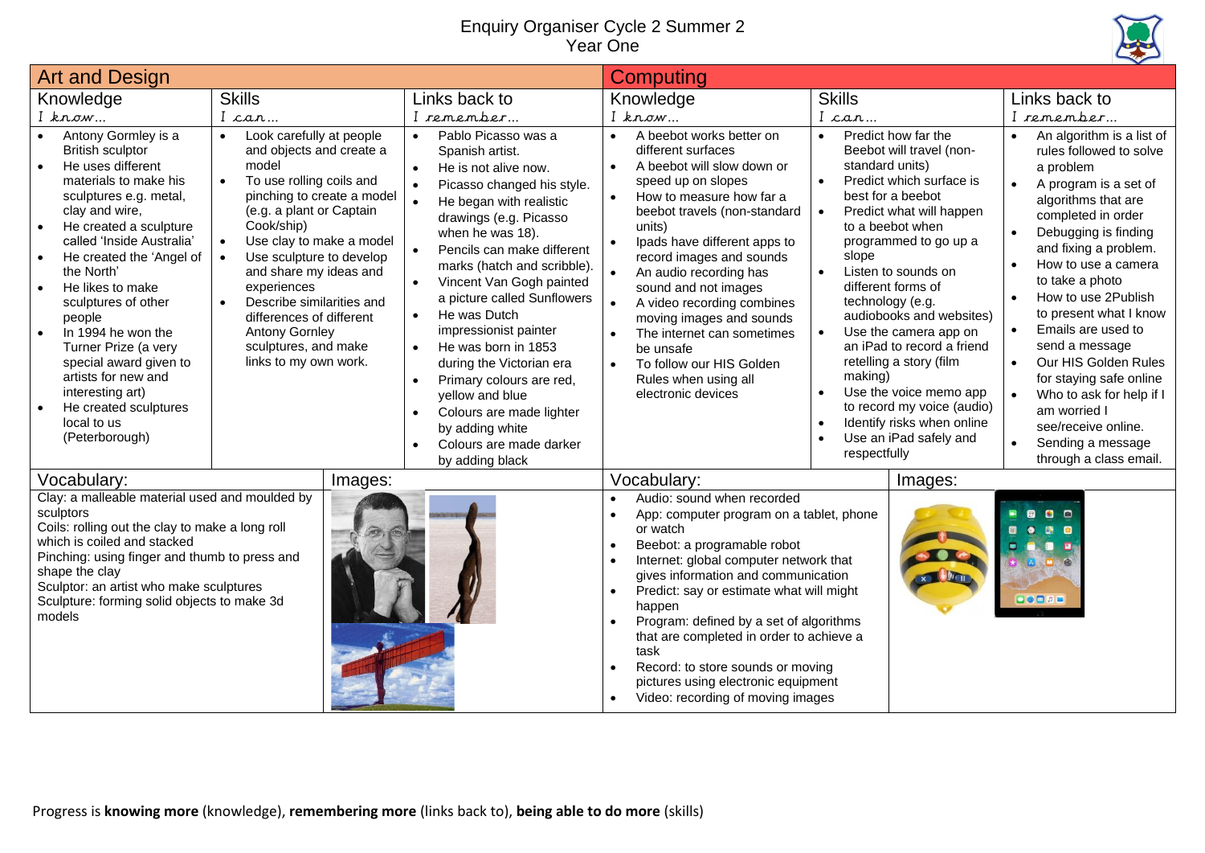# Enquiry Organiser Cycle 2 Summer 2
## Year One

## Art and Design

| Knowledge *I know…* | Skills *I can…* | Links back to *I remember…* |
|---|---|---|
| • Antony Gormley is a British sculptor<br>• He uses different materials to make his sculptures e.g. metal, clay and wire,<br>• He created a sculpture called 'Inside Australia'<br>• He created the 'Angel of the North'<br>• He likes to make sculptures of other people<br>• In 1994 he won the Turner Prize (a very special award given to artists for new and interesting art)<br>• He created sculptures local to us (Peterborough) | • Look carefully at people and objects and create a model<br>• To use rolling coils and pinching to create a model (e.g. a plant or Captain Cook/ship)<br>• Use clay to make a model<br>• Use sculpture to develop and share my ideas and experiences<br>• Describe similarities and differences of different Antony Gornley sculptures, and make links to my own work. | • Pablo Picasso was a Spanish artist.<br>• He is not alive now.<br>• Picasso changed his style.<br>• He began with realistic drawings (e.g. Picasso when he was 18).<br>• Pencils can make different marks (hatch and scribble).<br>• Vincent Van Gogh painted a picture called Sunflowers<br>• He was Dutch impressionist painter<br>• He was born in 1853 during the Victorian era<br>• Primary colours are red, yellow and blue<br>• Colours are made lighter by adding white<br>• Colours are made darker by adding black |

### Vocabulary:

Clay: a malleable material used and moulded by sculptors
Coils: rolling out the clay to make a long roll which is coiled and stacked
Pinching: using finger and thumb to press and shape the clay
Sculptor: an artist who make sculptures
Sculpture: forming solid objects to make 3d models

### Images:

## Computing

| Knowledge *I know…* | Skills *I can…* | Links back to *I remember…* |
|---|---|---|
| • A beebot works better on different surfaces<br>• A beebot will slow down or speed up on slopes<br>• How to measure how far a beebot travels (non-standard units)<br>• Ipads have different apps to record images and sounds<br>• An audio recording has sound and not images<br>• A video recording combines moving images and sounds<br>• The internet can sometimes be unsafe<br>• To follow our HIS Golden Rules when using all electronic devices | • Predict how far the Beebot will travel (non-standard units)<br>• Predict which surface is best for a beebot<br>• Predict what will happen to a beebot when programmed to go up a slope<br>• Listen to sounds on different forms of technology (e.g. audiobooks and websites)<br>• Use the camera app on an iPad to record a friend retelling a story (film making)<br>• Use the voice memo app to record my voice (audio)<br>• Identify risks when online<br>• Use an iPad safely and respectfully | • An algorithm is a list of rules followed to solve a problem<br>• A program is a set of algorithms that are completed in order<br>• Debugging is finding and fixing a problem.<br>• How to use a camera to take a photo<br>• How to use 2Publish to present what I know<br>• Emails are used to send a message<br>• Our HIS Golden Rules for staying safe online<br>• Who to ask for help if I am worried I see/receive online.<br>• Sending a message through a class email. |

### Vocabulary:

- Audio: sound when recorded
- App: computer program on a tablet, phone or watch
- Beebot: a programable robot
- Internet: global computer network that gives information and communication
- Predict: say or estimate what will might happen
- Program: defined by a set of algorithms that are completed in order to achieve a task
- Record: to store sounds or moving pictures using electronic equipment
- Video: recording of moving images

### Images:

Progress is **knowing more** (knowledge), **remembering more** (links back to), **being able to do more** (skills)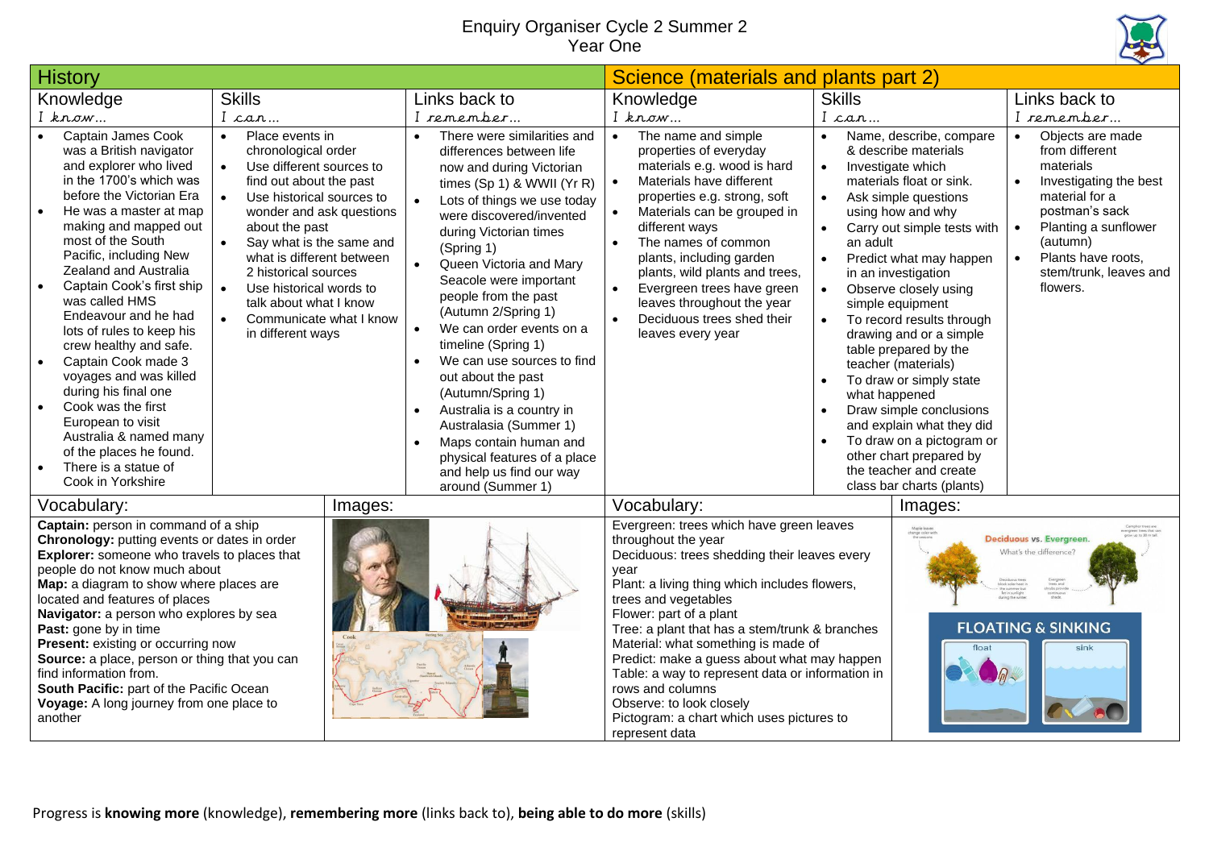# Enquiry Organiser Cycle 2 Summer 2
## Year One

## History

| Knowledge<br>*I know…* | Skills<br>*I can…* | Links back to<br>*I remember…* |
|---|---|---|
| • Captain James Cook was a British navigator and explorer who lived in the 1700's which was before the Victorian Era<br>• He was a master at map making and mapped out most of the South Pacific, including New Zealand and Australia<br>• Captain Cook's first ship was called HMS Endeavour and he had lots of rules to keep his crew healthy and safe.<br>• Captain Cook made 3 voyages and was killed during his final one<br>• Cook was the first European to visit Australia & named many of the places he found.<br>• There is a statue of Cook in Yorkshire | • Place events in chronological order<br>• Use different sources to find out about the past<br>• Use historical sources to wonder and ask questions about the past<br>• Say what is the same and what is different between 2 historical sources<br>• Use historical words to talk about what I know<br>• Communicate what I know in different ways | • There were similarities and differences between life now and during Victorian times (Sp 1) & WWII (Yr R)<br>• Lots of things we use today were discovered/invented during Victorian times (Spring 1)<br>• Queen Victoria and Mary Seacole were important people from the past (Autumn 2/Spring 1)<br>• We can order events on a timeline (Spring 1)<br>• We can use sources to find out about the past (Autumn/Spring 1)<br>• Australia is a country in Australasia (Summer 1)<br>• Maps contain human and physical features of a place and help us find our way around (Summer 1) |

### Vocabulary:

**Captain:** person in command of a ship
**Chronology:** putting events or dates in order
**Explorer:** someone who travels to places that people do not know much about
**Map:** a diagram to show where places are located and features of places
**Navigator:** a person who explores by sea
**Past:** gone by in time
**Present:** existing or occurring now
**Source:** a place, person or thing that you can find information from.
**South Pacific:** part of the Pacific Ocean
**Voyage:** A long journey from one place to another

### Images:

## Science (materials and plants part 2)

| Knowledge<br>*I know…* | Skills<br>*I can…* | Links back to<br>*I remember…* |
|---|---|---|
| • The name and simple properties of everyday materials e.g. wood is hard<br>• Materials have different properties e.g. strong, soft<br>• Materials can be grouped in different ways<br>• The names of common plants, including garden plants, wild plants and trees,<br>• Evergreen trees have green leaves throughout the year<br>• Deciduous trees shed their leaves every year | • Name, describe, compare & describe materials<br>• Investigate which materials float or sink.<br>• Ask simple questions using how and why<br>• Carry out simple tests with an adult<br>• Predict what may happen in an investigation<br>• Observe closely using simple equipment<br>• To record results through drawing and or a simple table prepared by the teacher (materials)<br>• To draw or simply state what happened<br>• Draw simple conclusions and explain what they did<br>• To draw on a pictogram or other chart prepared by the teacher and create class bar charts (plants) | • Objects are made from different materials<br>• Investigating the best material for a postman's sack<br>• Planting a sunflower (autumn)<br>• Plants have roots, stem/trunk, leaves and flowers. |

### Vocabulary:

Evergreen: trees which have green leaves throughout the year
Deciduous: trees shedding their leaves every year
Plant: a living thing which includes flowers, trees and vegetables
Flower: part of a plant
Tree: a plant that has a stem/trunk & branches
Material: what something is made of
Predict: make a guess about what may happen
Table: a way to represent data or information in rows and columns
Observe: to look closely
Pictogram: a chart which uses pictures to represent data

### Images:

Progress is **knowing more** (knowledge), **remembering more** (links back to), **being able to do more** (skills)